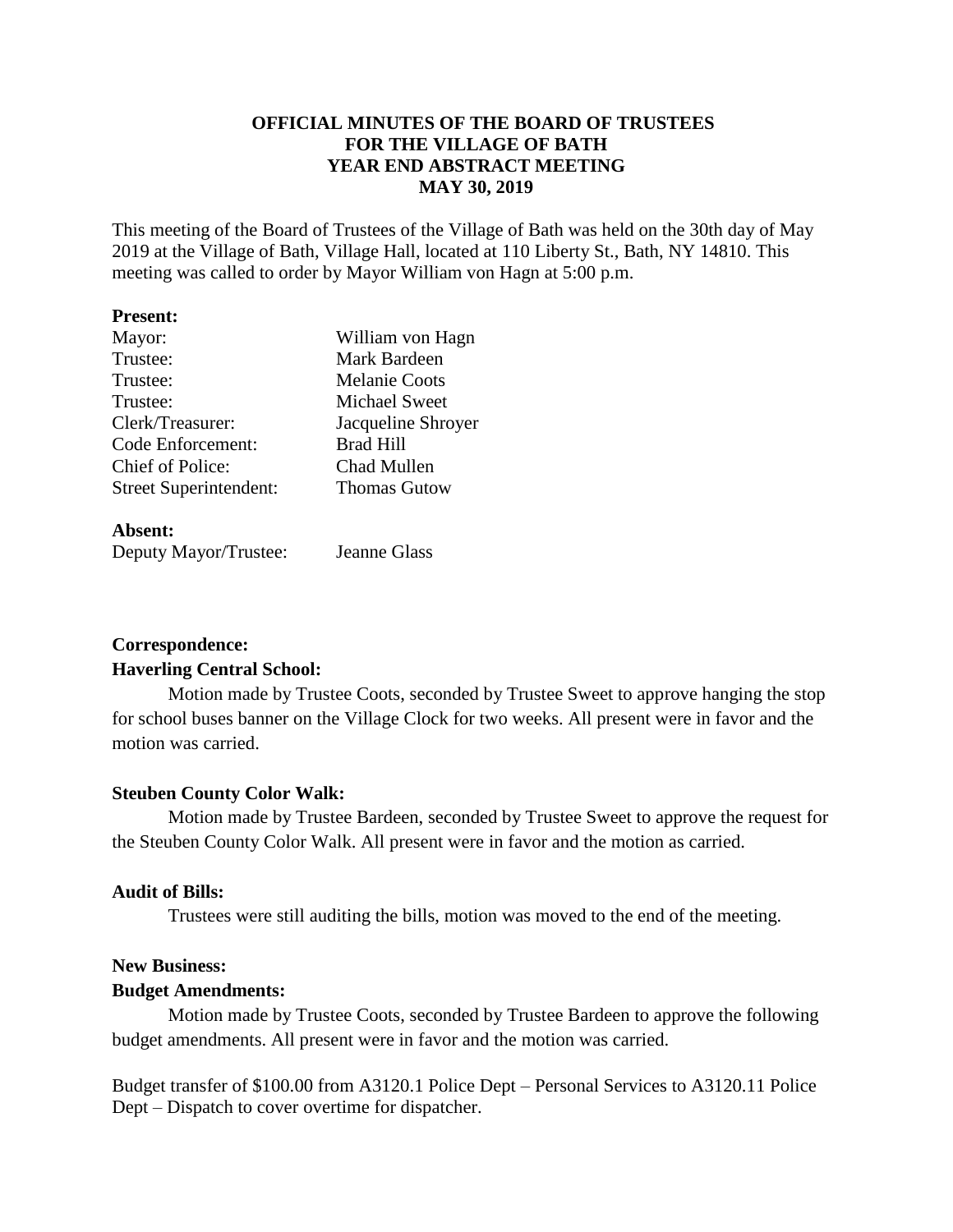**OFFICIAL MINUTES OF THE BOARD OF TRUSTEES FOR THE VILLAGE OF BATH YEAR END ABSTRACT MEETING MAY 30, 2019**

This meeting of the Board of Trustees of the Village of Bath was held on the 30th day of May 2019 at the Village of Bath, Village Hall, located at 110 Liberty St., Bath, NY 14810. This meeting was called to order by Mayor William von Hagn at 5:00 p.m.

**Present:**

| | |
|---|---|
| Mayor: | William von Hagn |
| Trustee: | Mark Bardeen |
| Trustee: | Melanie Coots |
| Trustee: | Michael Sweet |
| Clerk/Treasurer: | Jacqueline Shroyer |
| Code Enforcement: | Brad Hill |
| Chief of Police: | Chad Mullen |
| Street Superintendent: | Thomas Gutow |

**Absent:**

| | |
|---|---|
| Deputy Mayor/Trustee: | Jeanne Glass |

**Correspondence:**

**Haverling Central School:**

Motion made by Trustee Coots, seconded by Trustee Sweet to approve hanging the stop for school buses banner on the Village Clock for two weeks. All present were in favor and the motion was carried.

**Steuben County Color Walk:**

Motion made by Trustee Bardeen, seconded by Trustee Sweet to approve the request for the Steuben County Color Walk. All present were in favor and the motion as carried.

**Audit of Bills:**

Trustees were still auditing the bills, motion was moved to the end of the meeting.

**New Business:**

**Budget Amendments:**

Motion made by Trustee Coots, seconded by Trustee Bardeen to approve the following budget amendments. All present were in favor and the motion was carried.

Budget transfer of $100.00 from A3120.1 Police Dept – Personal Services to A3120.11 Police Dept – Dispatch to cover overtime for dispatcher.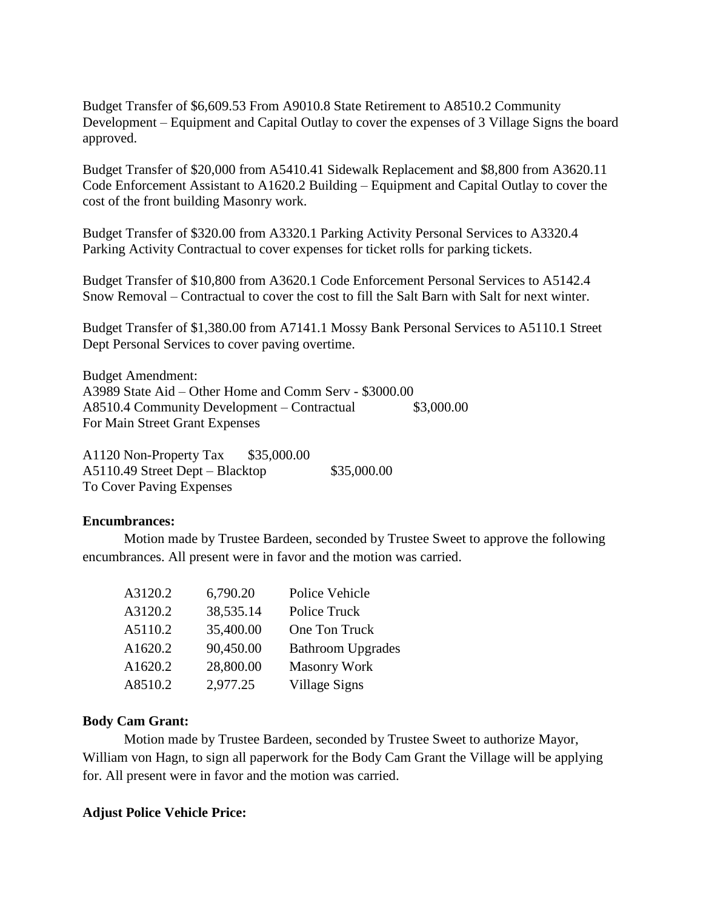Budget Transfer of $6,609.53 From A9010.8 State Retirement to A8510.2 Community Development – Equipment and Capital Outlay to cover the expenses of 3 Village Signs the board approved.

Budget Transfer of $20,000 from A5410.41 Sidewalk Replacement and $8,800 from A3620.11 Code Enforcement Assistant to A1620.2 Building – Equipment and Capital Outlay to cover the cost of the front building Masonry work.

Budget Transfer of $320.00 from A3320.1 Parking Activity Personal Services to A3320.4 Parking Activity Contractual to cover expenses for ticket rolls for parking tickets.

Budget Transfer of $10,800 from A3620.1 Code Enforcement Personal Services to A5142.4 Snow Removal – Contractual to cover the cost to fill the Salt Barn with Salt for next winter.

Budget Transfer of $1,380.00 from A7141.1 Mossy Bank Personal Services to A5110.1 Street Dept Personal Services to cover paving overtime.

Budget Amendment:
A3989 State Aid – Other Home and Comm Serv - $3000.00
A8510.4 Community Development – Contractual $3,000.00
For Main Street Grant Expenses

A1120 Non-Property Tax $35,000.00
A5110.49 Street Dept – Blacktop $35,000.00
To Cover Paving Expenses

**Encumbrances:**

Motion made by Trustee Bardeen, seconded by Trustee Sweet to approve the following encumbrances. All present were in favor and the motion was carried.

| | | |
|---|---|---|
| A3120.2 | 6,790.20 | Police Vehicle |
| A3120.2 | 38,535.14 | Police Truck |
| A5110.2 | 35,400.00 | One Ton Truck |
| A1620.2 | 90,450.00 | Bathroom Upgrades |
| A1620.2 | 28,800.00 | Masonry Work |
| A8510.2 | 2,977.25 | Village Signs |

**Body Cam Grant:**

Motion made by Trustee Bardeen, seconded by Trustee Sweet to authorize Mayor, William von Hagn, to sign all paperwork for the Body Cam Grant the Village will be applying for. All present were in favor and the motion was carried.

**Adjust Police Vehicle Price:**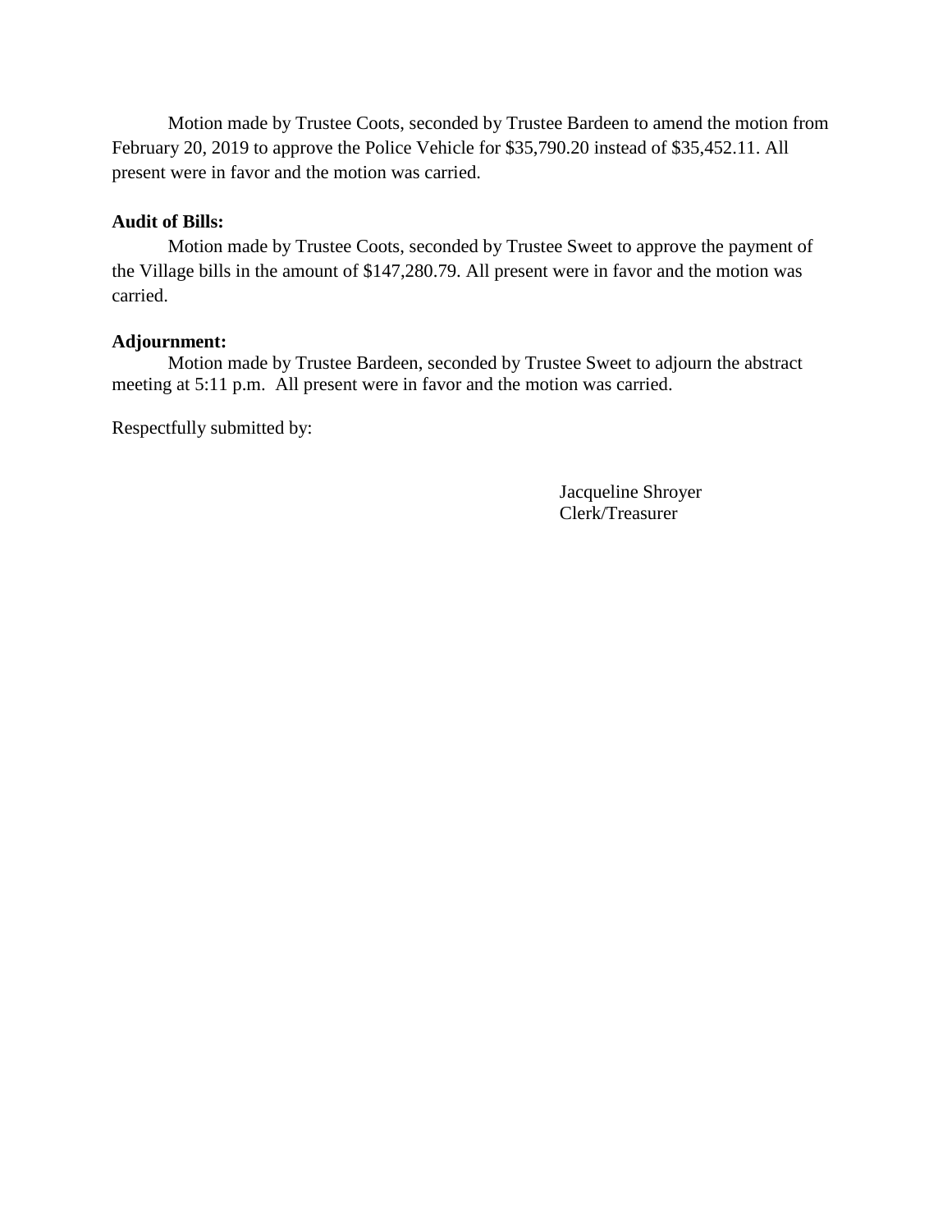Motion made by Trustee Coots, seconded by Trustee Bardeen to amend the motion from February 20, 2019 to approve the Police Vehicle for $35,790.20 instead of $35,452.11. All present were in favor and the motion was carried.

**Audit of Bills:**

Motion made by Trustee Coots, seconded by Trustee Sweet to approve the payment of the Village bills in the amount of $147,280.79. All present were in favor and the motion was carried.

**Adjournment:**

Motion made by Trustee Bardeen, seconded by Trustee Sweet to adjourn the abstract meeting at 5:11 p.m. All present were in favor and the motion was carried.

Respectfully submitted by:

Jacqueline Shroyer
Clerk/Treasurer